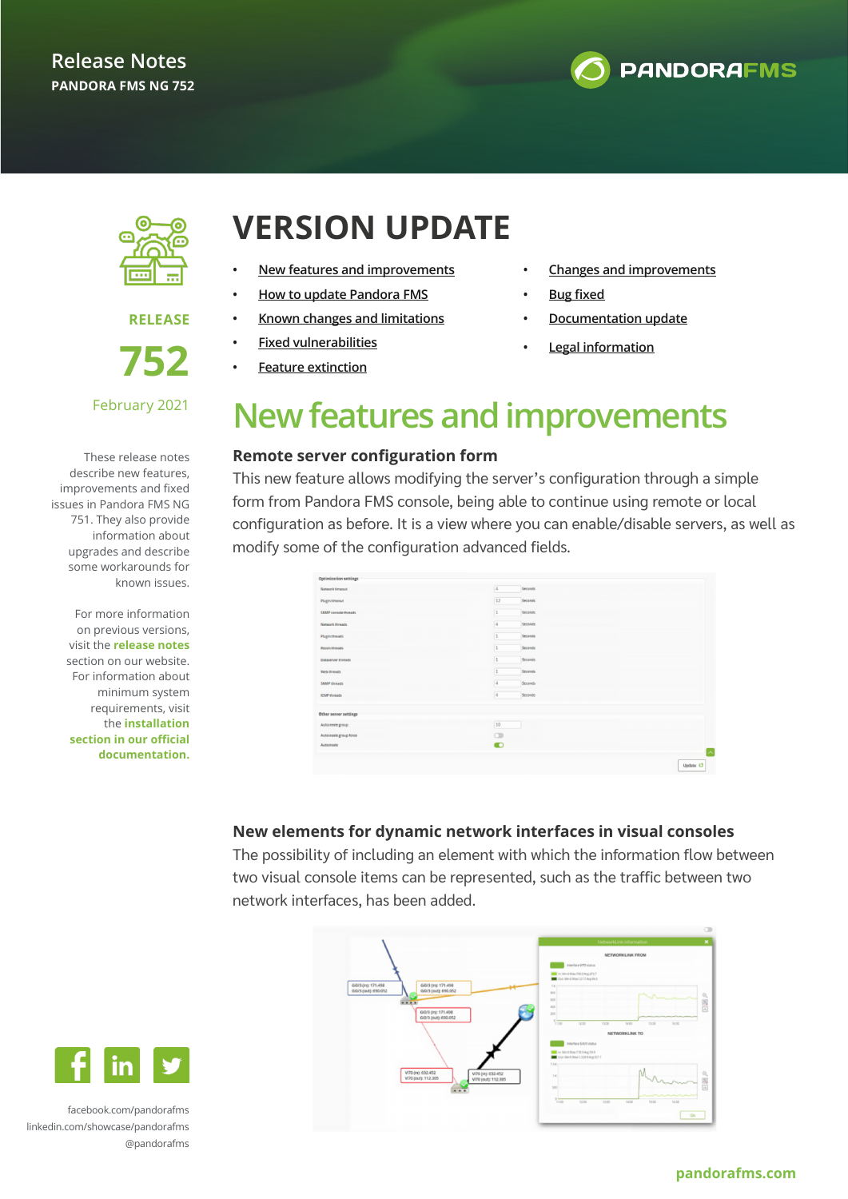Release Notes

PANDORA FMS NG 752

RELEASE

752

February 2021

These release notes describe new features, improvements and fixed issues in Pandora FMS NG 751. They also provide information about upgrades and describe some workarounds for known issues.

For more information on previous versions, visit the **release notes** section on our website. For information about minimum system requirements, visit the **installation section in our official documentation.**

# VERSION UPDATE

- New features and improvements
- How to update Pandora FMS
- Known changes and limitations
- Fixed vulnerabilities
- Feature extinction
- Changes and improvements
- Bug fixed
- Documentation update
- Legal information

## New features and improvements

### Remote server configuration form

This new feature allows modifying the server's configuration through a simple form from Pandora FMS console, being able to continue using remote or local configuration as before. It is a view where you can enable/disable servers, as well as modify some of the configuration advanced fields.

### New elements for dynamic network interfaces in visual consoles

The possibility of including an element with which the information flow between two visual console items can be represented, such as the traffic between two network interfaces, has been added.

facebook.com/pandorafms
linkedin.com/showcase/pandorafms
@pandorafms

pandorafms.com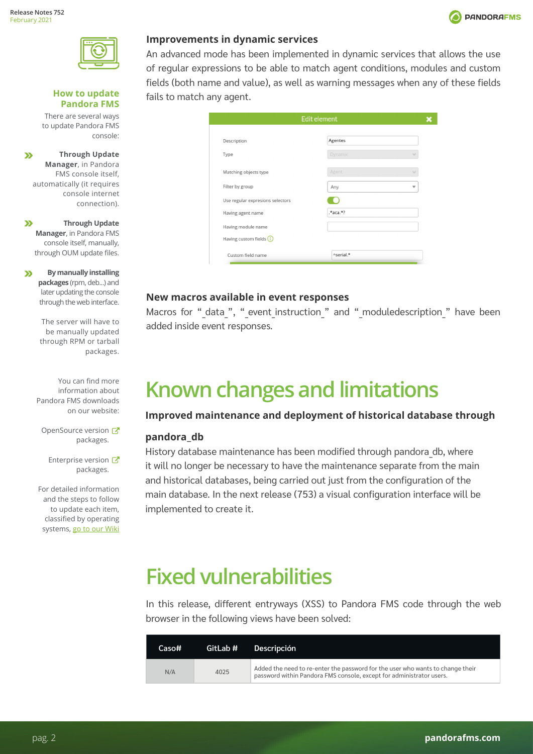### How to update Pandora FMS

There are several ways to update Pandora FMS console:

- **Through Update Manager**, in Pandora FMS console itself, automatically (it requires console internet connection).
- **Through Update Manager**, in Pandora FMS console itself, manually, through OUM update files.
- **By manually installing packages** (rpm, deb...) and later updating the console through the web interface.

The server will have to be manually updated through RPM or tarball packages.

You can find more information about Pandora FMS downloads on our website:

OpenSource version packages.

Enterprise version packages.

For detailed information and the steps to follow to update each item, classified by operating systems, go to our Wiki

### Improvements in dynamic services

An advanced mode has been implemented in dynamic services that allows the use of regular expressions to be able to match agent conditions, modules and custom fields (both name and value), as well as warning messages when any of these fields fails to match any agent.

### New macros available in event responses

Macros for "_data_", "_event_instruction_" and "_moduledescription_" have been added inside event responses.

# Known changes and limitations

### Improved maintenance and deployment of historical database through pandora_db

History database maintenance has been modified through pandora_db, where it will no longer be necessary to have the maintenance separate from the main and historical databases, being carried out just from the configuration of the main database. In the next release (753) a visual configuration interface will be implemented to create it.

# Fixed vulnerabilities

In this release, different entryways (XSS) to Pandora FMS code through the web browser in the following views have been solved:

| Caso# | GitLab # | Descripción |
| --- | --- | --- |
| N/A | 4025 | Added the need to re-enter the password for the user who wants to change their password within Pandora FMS console, except for administrator users. |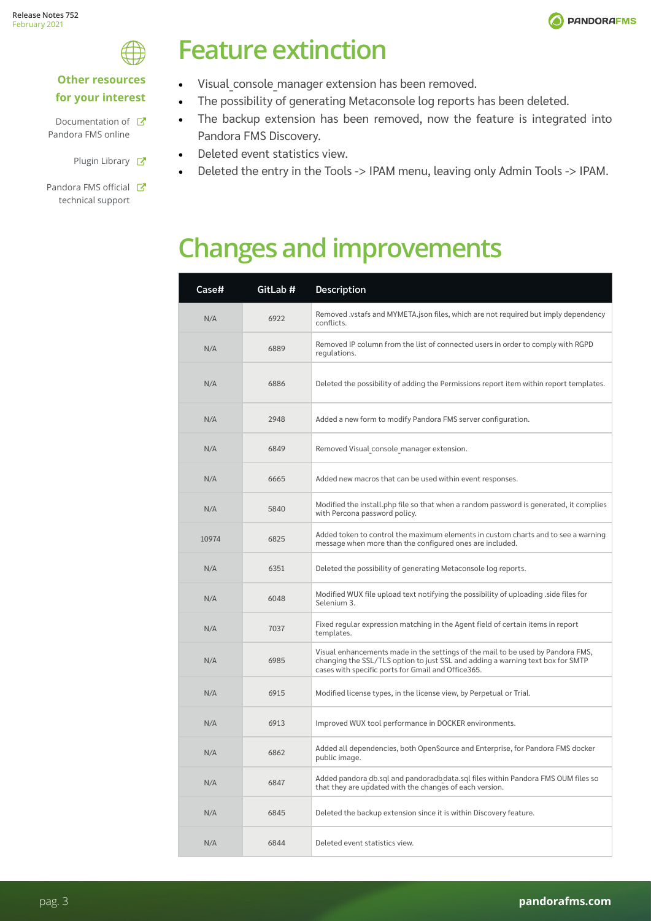## Other resources for your interest

Documentation of Pandora FMS online

Plugin Library

Pandora FMS official technical support

# Feature extinction

- Visual_console_manager extension has been removed.
- The possibility of generating Metaconsole log reports has been deleted.
- The backup extension has been removed, now the feature is integrated into Pandora FMS Discovery.
- Deleted event statistics view.
- Deleted the entry in the Tools -> IPAM menu, leaving only Admin Tools -> IPAM.

# Changes and improvements

| Case# | GitLab # | Description |
|---|---|---|
| N/A | 6922 | Removed .vstafs and MYMETA.json files, which are not required but imply dependency conflicts. |
| N/A | 6889 | Removed IP column from the list of connected users in order to comply with RGPD regulations. |
| N/A | 6886 | Deleted the possibility of adding the Permissions report item within report templates. |
| N/A | 2948 | Added a new form to modify Pandora FMS server configuration. |
| N/A | 6849 | Removed Visual_console_manager extension. |
| N/A | 6665 | Added new macros that can be used within event responses. |
| N/A | 5840 | Modified the install.php file so that when a random password is generated, it complies with Percona password policy. |
| 10974 | 6825 | Added token to control the maximum elements in custom charts and to see a warning message when more than the configured ones are included. |
| N/A | 6351 | Deleted the possibility of generating Metaconsole log reports. |
| N/A | 6048 | Modified WUX file upload text notifying the possibility of uploading .side files for Selenium 3. |
| N/A | 7037 | Fixed regular expression matching in the Agent field of certain items in report templates. |
| N/A | 6985 | Visual enhancements made in the settings of the mail to be used by Pandora FMS, changing the SSL/TLS option to just SSL and adding a warning text box for SMTP cases with specific ports for Gmail and Office365. |
| N/A | 6915 | Modified license types, in the license view, by Perpetual or Trial. |
| N/A | 6913 | Improved WUX tool performance in DOCKER environments. |
| N/A | 6862 | Added all dependencies, both OpenSource and Enterprise, for Pandora FMS docker public image. |
| N/A | 6847 | Added pandora_db.sql and pandoradb_data.sql files within Pandora FMS OUM files so that they are updated with the changes of each version. |
| N/A | 6845 | Deleted the backup extension since it is within Discovery feature. |
| N/A | 6844 | Deleted event statistics view. |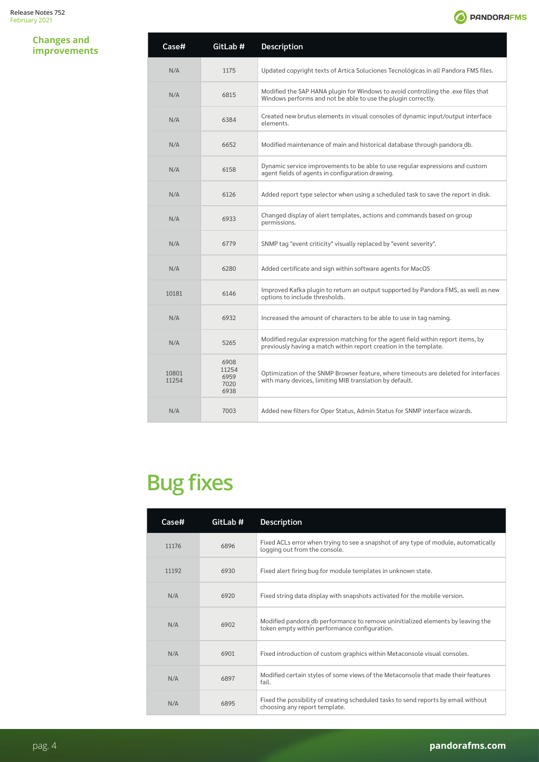## Changes and improvements

| Case# | GitLab # | Description |
|---|---|---|
| N/A | 1175 | Updated copyright texts of Artica Soluciones Tecnológicas in all Pandora FMS files. |
| N/A | 6815 | Modified the SAP HANA plugin for Windows to avoid controlling the .exe files that Windows performs and not be able to use the plugin correctly. |
| N/A | 6384 | Created new brutus elements in visual consoles of dynamic input/output interface elements. |
| N/A | 6652 | Modified maintenance of main and historical database through pandora_db. |
| N/A | 6158 | Dynamic service improvements to be able to use regular expressions and custom agent fields of agents in configuration drawing. |
| N/A | 6126 | Added report type selector when using a scheduled task to save the report in disk. |
| N/A | 6933 | Changed display of alert templates, actions and commands based on group permissions. |
| N/A | 6779 | SNMP tag "event criticity" visually replaced by "event severity". |
| N/A | 6280 | Added certificate and sign within software agents for MacOS |
| 10181 | 6146 | Improved Kafka plugin to return an output supported by Pandora FMS, as well as new options to include thresholds. |
| N/A | 6932 | Increased the amount of characters to be able to use in tag naming. |
| N/A | 5265 | Modified regular expression matching for the agent field within report items, by previously having a match within report creation in the template. |
| 10801 11254 | 6908 11254 6959 7020 6938 | Optimization of the SNMP Browser feature, where timeouts are deleted for interfaces with many devices, limiting MIB translation by default. |
| N/A | 7003 | Added new filters for Oper Status, Admin Status for SNMP interface wizards. |

# Bug fixes

| Case# | GitLab # | Description |
|---|---|---|
| 11176 | 6896 | Fixed ACLs error when trying to see a snapshot of any type of module, automatically logging out from the console. |
| 11192 | 6930 | Fixed alert firing bug for module templates in unknown state. |
| N/A | 6920 | Fixed string data display with snapshots activated for the mobile version. |
| N/A | 6902 | Modified pandora_db performance to remove uninitialized elements by leaving the token empty within performance configuration. |
| N/A | 6901 | Fixed introduction of custom graphics within Metaconsole visual consoles. |
| N/A | 6897 | Modified certain styles of some views of the Metaconsole that made their features fail. |
| N/A | 6895 | Fixed the possibility of creating scheduled tasks to send reports by email without choosing any report template. |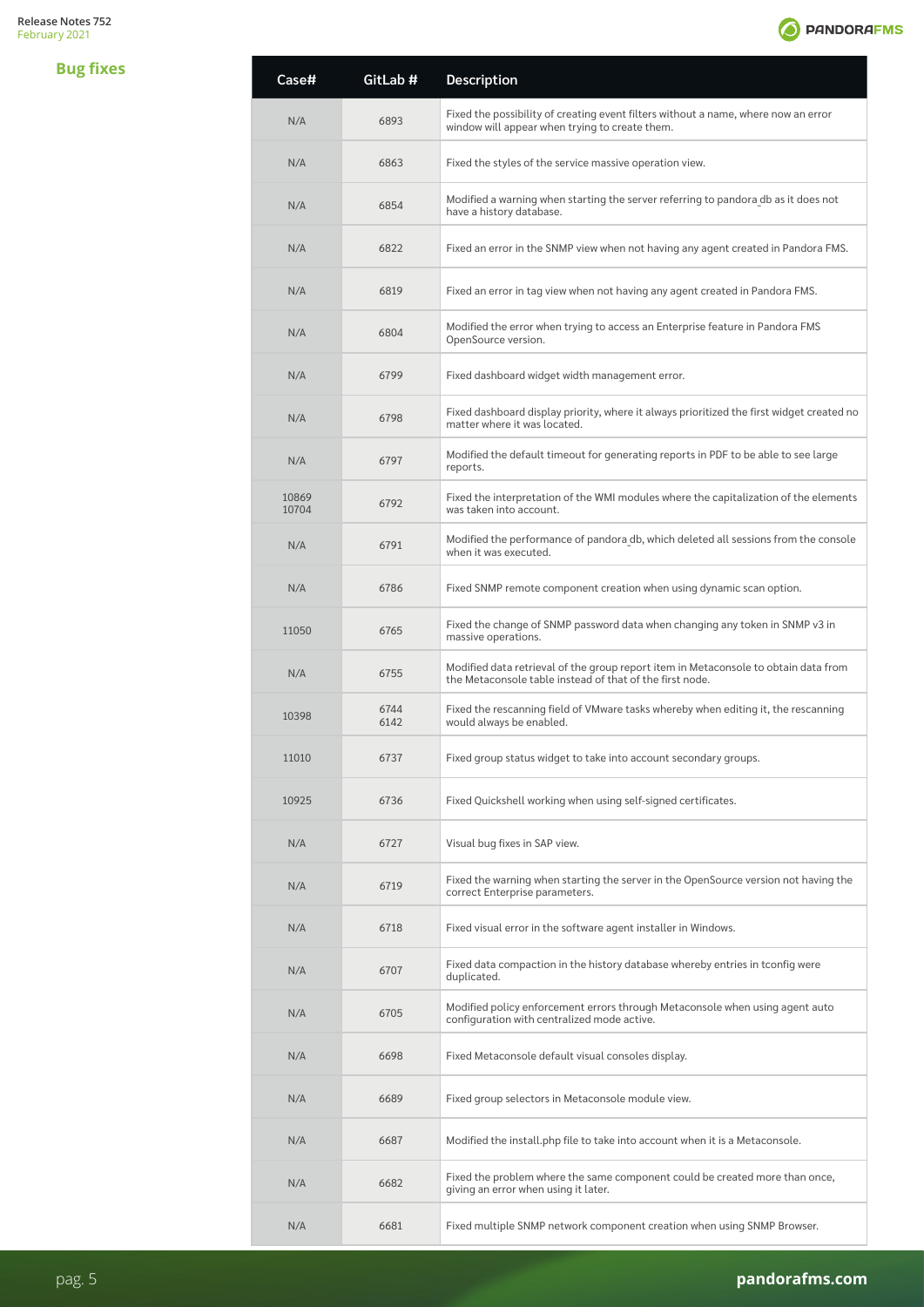## Bug fixes

| Case# | GitLab # | Description |
|---|---|---|
| N/A | 6893 | Fixed the possibility of creating event filters without a name, where now an error window will appear when trying to create them. |
| N/A | 6863 | Fixed the styles of the service massive operation view. |
| N/A | 6854 | Modified a warning when starting the server referring to pandora_db as it does not have a history database. |
| N/A | 6822 | Fixed an error in the SNMP view when not having any agent created in Pandora FMS. |
| N/A | 6819 | Fixed an error in tag view when not having any agent created in Pandora FMS. |
| N/A | 6804 | Modified the error when trying to access an Enterprise feature in Pandora FMS OpenSource version. |
| N/A | 6799 | Fixed dashboard widget width management error. |
| N/A | 6798 | Fixed dashboard display priority, where it always prioritized the first widget created no matter where it was located. |
| N/A | 6797 | Modified the default timeout for generating reports in PDF to be able to see large reports. |
| 10869 10704 | 6792 | Fixed the interpretation of the WMI modules where the capitalization of the elements was taken into account. |
| N/A | 6791 | Modified the performance of pandora_db, which deleted all sessions from the console when it was executed. |
| N/A | 6786 | Fixed SNMP remote component creation when using dynamic scan option. |
| 11050 | 6765 | Fixed the change of SNMP password data when changing any token in SNMP v3 in massive operations. |
| N/A | 6755 | Modified data retrieval of the group report item in Metaconsole to obtain data from the Metaconsole table instead of that of the first node. |
| 10398 | 6744 6142 | Fixed the rescanning field of VMware tasks whereby when editing it, the rescanning would always be enabled. |
| 11010 | 6737 | Fixed group status widget to take into account secondary groups. |
| 10925 | 6736 | Fixed Quickshell working when using self-signed certificates. |
| N/A | 6727 | Visual bug fixes in SAP view. |
| N/A | 6719 | Fixed the warning when starting the server in the OpenSource version not having the correct Enterprise parameters. |
| N/A | 6718 | Fixed visual error in the software agent installer in Windows. |
| N/A | 6707 | Fixed data compaction in the history database whereby entries in tconfig were duplicated. |
| N/A | 6705 | Modified policy enforcement errors through Metaconsole when using agent auto configuration with centralized mode active. |
| N/A | 6698 | Fixed Metaconsole default visual consoles display. |
| N/A | 6689 | Fixed group selectors in Metaconsole module view. |
| N/A | 6687 | Modified the install.php file to take into account when it is a Metaconsole. |
| N/A | 6682 | Fixed the problem where the same component could be created more than once, giving an error when using it later. |
| N/A | 6681 | Fixed multiple SNMP network component creation when using SNMP Browser. |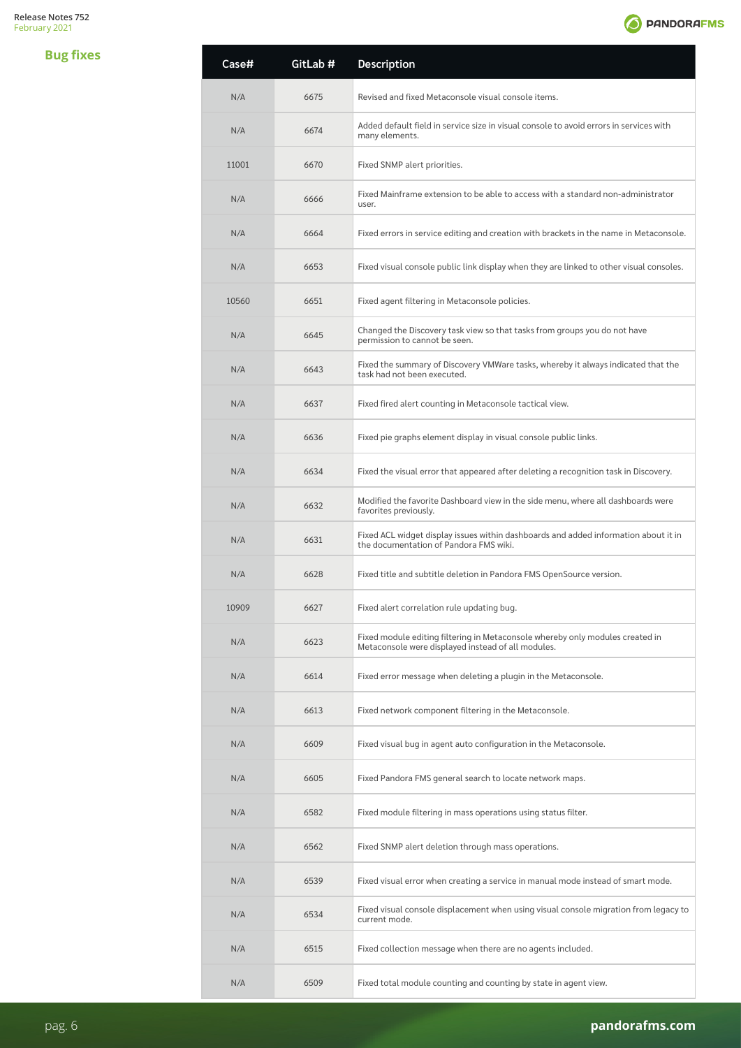## Bug fixes

| Case# | GitLab # | Description |
|---|---|---|
| N/A | 6675 | Revised and fixed Metaconsole visual console items. |
| N/A | 6674 | Added default field in service size in visual console to avoid errors in services with many elements. |
| 11001 | 6670 | Fixed SNMP alert priorities. |
| N/A | 6666 | Fixed Mainframe extension to be able to access with a standard non-administrator user. |
| N/A | 6664 | Fixed errors in service editing and creation with brackets in the name in Metaconsole. |
| N/A | 6653 | Fixed visual console public link display when they are linked to other visual consoles. |
| 10560 | 6651 | Fixed agent filtering in Metaconsole policies. |
| N/A | 6645 | Changed the Discovery task view so that tasks from groups you do not have permission to cannot be seen. |
| N/A | 6643 | Fixed the summary of Discovery VMWare tasks, whereby it always indicated that the task had not been executed. |
| N/A | 6637 | Fixed fired alert counting in Metaconsole tactical view. |
| N/A | 6636 | Fixed pie graphs element display in visual console public links. |
| N/A | 6634 | Fixed the visual error that appeared after deleting a recognition task in Discovery. |
| N/A | 6632 | Modified the favorite Dashboard view in the side menu, where all dashboards were favorites previously. |
| N/A | 6631 | Fixed ACL widget display issues within dashboards and added information about it in the documentation of Pandora FMS wiki. |
| N/A | 6628 | Fixed title and subtitle deletion in Pandora FMS OpenSource version. |
| 10909 | 6627 | Fixed alert correlation rule updating bug. |
| N/A | 6623 | Fixed module editing filtering in Metaconsole whereby only modules created in Metaconsole were displayed instead of all modules. |
| N/A | 6614 | Fixed error message when deleting a plugin in the Metaconsole. |
| N/A | 6613 | Fixed network component filtering in the Metaconsole. |
| N/A | 6609 | Fixed visual bug in agent auto configuration in the Metaconsole. |
| N/A | 6605 | Fixed Pandora FMS general search to locate network maps. |
| N/A | 6582 | Fixed module filtering in mass operations using status filter. |
| N/A | 6562 | Fixed SNMP alert deletion through mass operations. |
| N/A | 6539 | Fixed visual error when creating a service in manual mode instead of smart mode. |
| N/A | 6534 | Fixed visual console displacement when using visual console migration from legacy to current mode. |
| N/A | 6515 | Fixed collection message when there are no agents included. |
| N/A | 6509 | Fixed total module counting and counting by state in agent view. |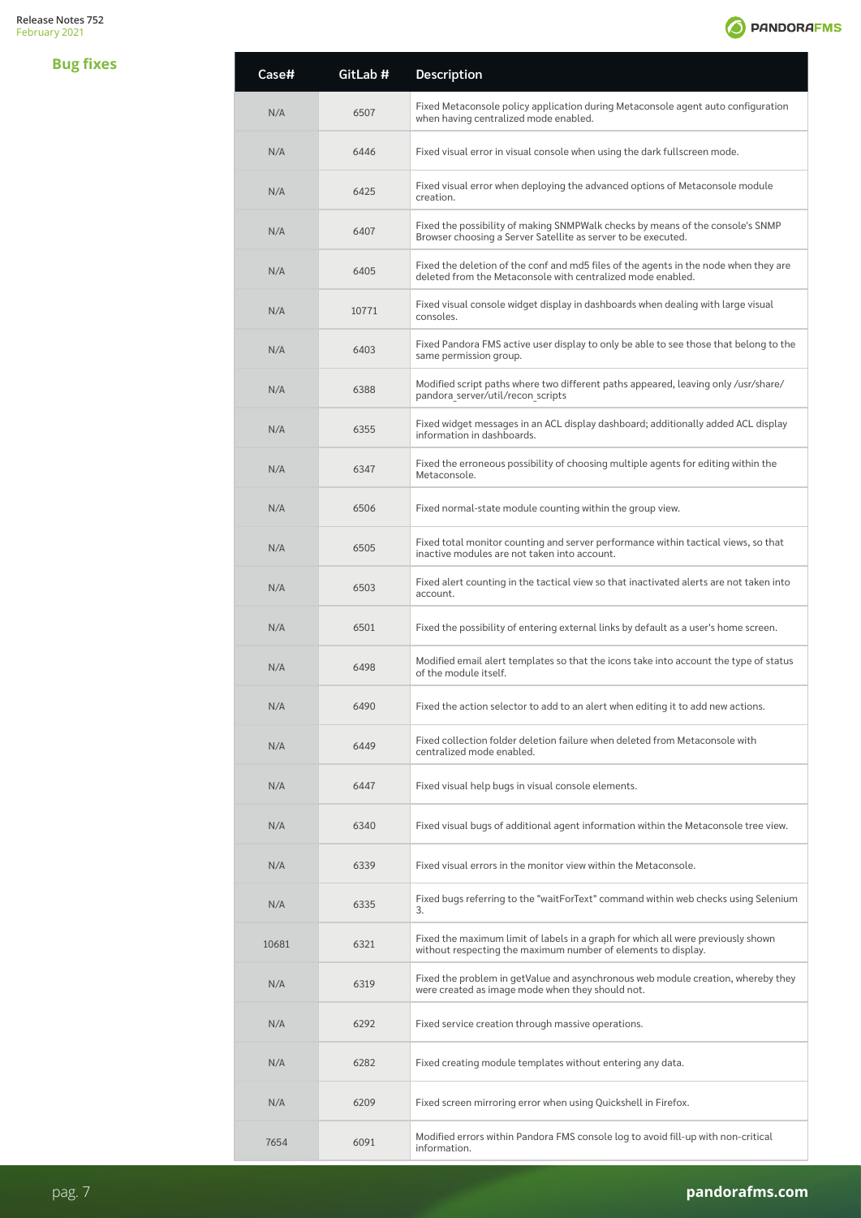## Bug fixes

| Case# | GitLab # | Description |
|---|---|---|
| N/A | 6507 | Fixed Metaconsole policy application during Metaconsole agent auto configuration when having centralized mode enabled. |
| N/A | 6446 | Fixed visual error in visual console when using the dark fullscreen mode. |
| N/A | 6425 | Fixed visual error when deploying the advanced options of Metaconsole module creation. |
| N/A | 6407 | Fixed the possibility of making SNMPWalk checks by means of the console's SNMP Browser choosing a Server Satellite as server to be executed. |
| N/A | 6405 | Fixed the deletion of the conf and md5 files of the agents in the node when they are deleted from the Metaconsole with centralized mode enabled. |
| N/A | 10771 | Fixed visual console widget display in dashboards when dealing with large visual consoles. |
| N/A | 6403 | Fixed Pandora FMS active user display to only be able to see those that belong to the same permission group. |
| N/A | 6388 | Modified script paths where two different paths appeared, leaving only /usr/share/pandora_server/util/recon_scripts |
| N/A | 6355 | Fixed widget messages in an ACL display dashboard; additionally added ACL display information in dashboards. |
| N/A | 6347 | Fixed the erroneous possibility of choosing multiple agents for editing within the Metaconsole. |
| N/A | 6506 | Fixed normal-state module counting within the group view. |
| N/A | 6505 | Fixed total monitor counting and server performance within tactical views, so that inactive modules are not taken into account. |
| N/A | 6503 | Fixed alert counting in the tactical view so that inactivated alerts are not taken into account. |
| N/A | 6501 | Fixed the possibility of entering external links by default as a user's home screen. |
| N/A | 6498 | Modified email alert templates so that the icons take into account the type of status of the module itself. |
| N/A | 6490 | Fixed the action selector to add to an alert when editing it to add new actions. |
| N/A | 6449 | Fixed collection folder deletion failure when deleted from Metaconsole with centralized mode enabled. |
| N/A | 6447 | Fixed visual help bugs in visual console elements. |
| N/A | 6340 | Fixed visual bugs of additional agent information within the Metaconsole tree view. |
| N/A | 6339 | Fixed visual errors in the monitor view within the Metaconsole. |
| N/A | 6335 | Fixed bugs referring to the "waitForText" command within web checks using Selenium 3. |
| 10681 | 6321 | Fixed the maximum limit of labels in a graph for which all were previously shown without respecting the maximum number of elements to display. |
| N/A | 6319 | Fixed the problem in getValue and asynchronous web module creation, whereby they were created as image mode when they should not. |
| N/A | 6292 | Fixed service creation through massive operations. |
| N/A | 6282 | Fixed creating module templates without entering any data. |
| N/A | 6209 | Fixed screen mirroring error when using Quickshell in Firefox. |
| 7654 | 6091 | Modified errors within Pandora FMS console log to avoid fill-up with non-critical information. |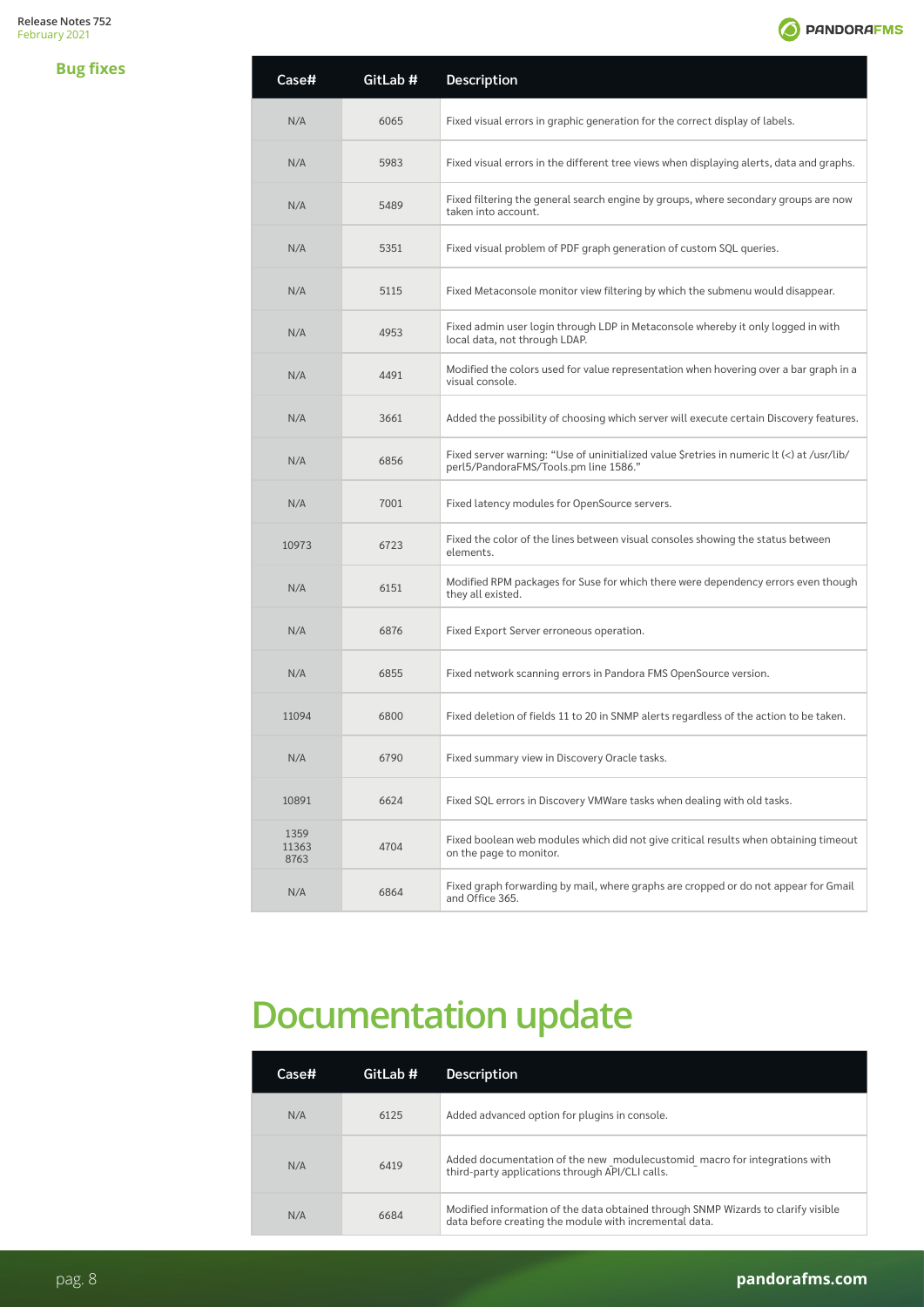## Bug fixes

| Case# | GitLab # | Description |
|---|---|---|
| N/A | 6065 | Fixed visual errors in graphic generation for the correct display of labels. |
| N/A | 5983 | Fixed visual errors in the different tree views when displaying alerts, data and graphs. |
| N/A | 5489 | Fixed filtering the general search engine by groups, where secondary groups are now taken into account. |
| N/A | 5351 | Fixed visual problem of PDF graph generation of custom SQL queries. |
| N/A | 5115 | Fixed Metaconsole monitor view filtering by which the submenu would disappear. |
| N/A | 4953 | Fixed admin user login through LDP in Metaconsole whereby it only logged in with local data, not through LDAP. |
| N/A | 4491 | Modified the colors used for value representation when hovering over a bar graph in a visual console. |
| N/A | 3661 | Added the possibility of choosing which server will execute certain Discovery features. |
| N/A | 6856 | Fixed server warning: “Use of uninitialized value $retries in numeric lt (<) at /usr/lib/perl5/PandoraFMS/Tools.pm line 1586.” |
| N/A | 7001 | Fixed latency modules for OpenSource servers. |
| 10973 | 6723 | Fixed the color of the lines between visual consoles showing the status between elements. |
| N/A | 6151 | Modified RPM packages for Suse for which there were dependency errors even though they all existed. |
| N/A | 6876 | Fixed Export Server erroneous operation. |
| N/A | 6855 | Fixed network scanning errors in Pandora FMS OpenSource version. |
| 11094 | 6800 | Fixed deletion of fields 11 to 20 in SNMP alerts regardless of the action to be taken. |
| N/A | 6790 | Fixed summary view in Discovery Oracle tasks. |
| 10891 | 6624 | Fixed SQL errors in Discovery VMWare tasks when dealing with old tasks. |
| 1359<br>11363<br>8763 | 4704 | Fixed boolean web modules which did not give critical results when obtaining timeout on the page to monitor. |
| N/A | 6864 | Fixed graph forwarding by mail, where graphs are cropped or do not appear for Gmail and Office 365. |

# Documentation update

| Case# | GitLab # | Description |
|---|---|---|
| N/A | 6125 | Added advanced option for plugins in console. |
| N/A | 6419 | Added documentation of the new _modulecustomid_ macro for integrations with third-party applications through API/CLI calls. |
| N/A | 6684 | Modified information of the data obtained through SNMP Wizards to clarify visible data before creating the module with incremental data. |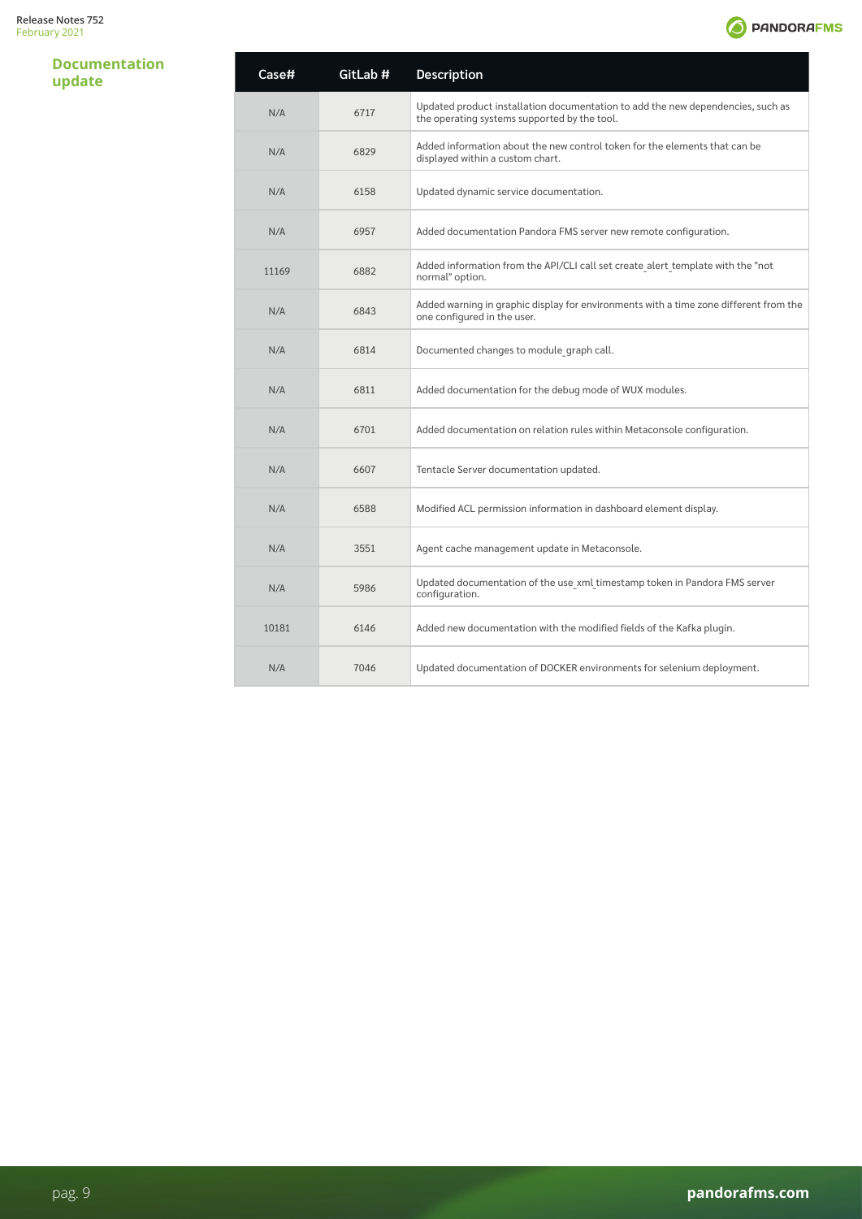## Documentation update

| Case# | GitLab # | Description |
|---|---|---|
| N/A | 6717 | Updated product installation documentation to add the new dependencies, such as the operating systems supported by the tool. |
| N/A | 6829 | Added information about the new control token for the elements that can be displayed within a custom chart. |
| N/A | 6158 | Updated dynamic service documentation. |
| N/A | 6957 | Added documentation Pandora FMS server new remote configuration. |
| 11169 | 6882 | Added information from the API/CLI call set create_alert_template with the "not normal" option. |
| N/A | 6843 | Added warning in graphic display for environments with a time zone different from the one configured in the user. |
| N/A | 6814 | Documented changes to module_graph call. |
| N/A | 6811 | Added documentation for the debug mode of WUX modules. |
| N/A | 6701 | Added documentation on relation rules within Metaconsole configuration. |
| N/A | 6607 | Tentacle Server documentation updated. |
| N/A | 6588 | Modified ACL permission information in dashboard element display. |
| N/A | 3551 | Agent cache management update in Metaconsole. |
| N/A | 5986 | Updated documentation of the use_xml_timestamp token in Pandora FMS server configuration. |
| 10181 | 6146 | Added new documentation with the modified fields of the Kafka plugin. |
| N/A | 7046 | Updated documentation of DOCKER environments for selenium deployment. |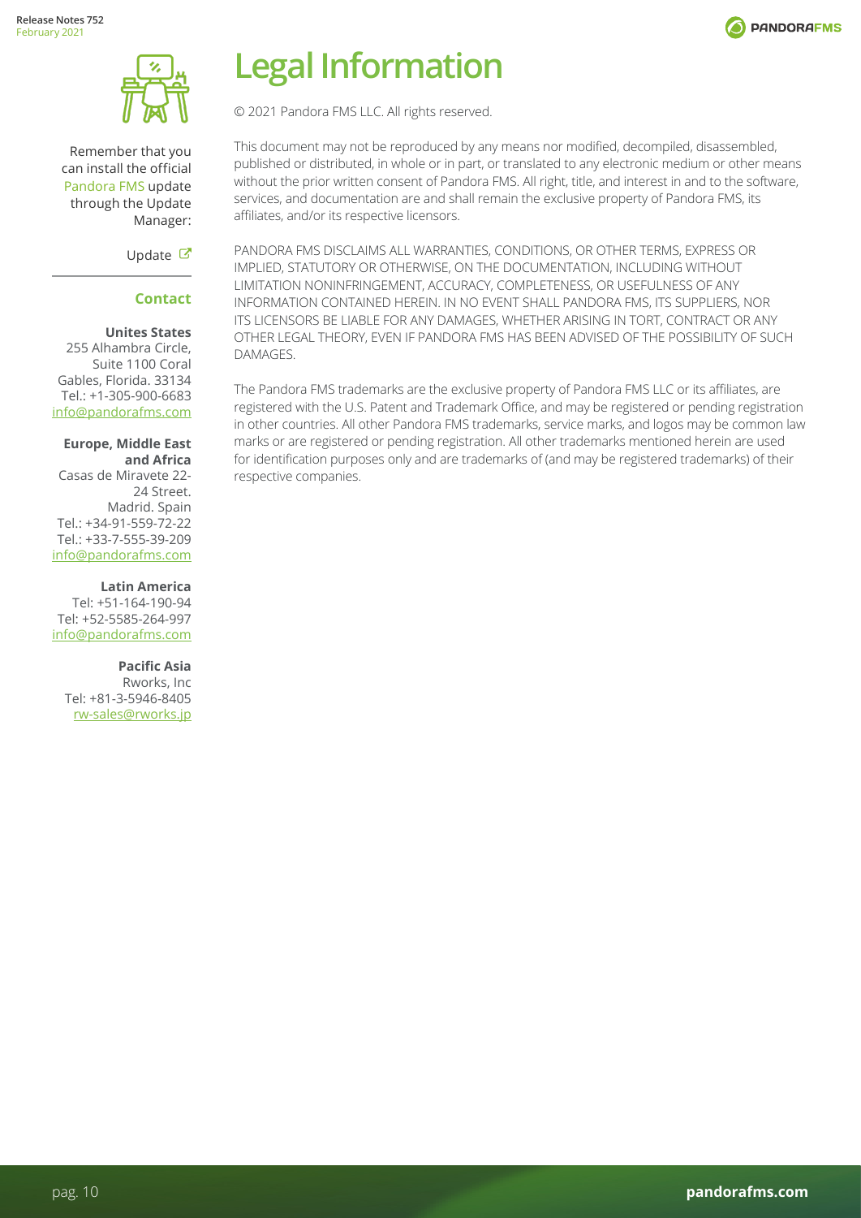# Legal Information

© 2021 Pandora FMS LLC. All rights reserved.

This document may not be reproduced by any means nor modified, decompiled, disassembled, published or distributed, in whole or in part, or translated to any electronic medium or other means without the prior written consent of Pandora FMS. All right, title, and interest in and to the software, services, and documentation are and shall remain the exclusive property of Pandora FMS, its affiliates, and/or its respective licensors.

PANDORA FMS DISCLAIMS ALL WARRANTIES, CONDITIONS, OR OTHER TERMS, EXPRESS OR IMPLIED, STATUTORY OR OTHERWISE, ON THE DOCUMENTATION, INCLUDING WITHOUT LIMITATION NONINFRINGEMENT, ACCURACY, COMPLETENESS, OR USEFULNESS OF ANY INFORMATION CONTAINED HEREIN. IN NO EVENT SHALL PANDORA FMS, ITS SUPPLIERS, NOR ITS LICENSORS BE LIABLE FOR ANY DAMAGES, WHETHER ARISING IN TORT, CONTRACT OR ANY OTHER LEGAL THEORY, EVEN IF PANDORA FMS HAS BEEN ADVISED OF THE POSSIBILITY OF SUCH DAMAGES.

The Pandora FMS trademarks are the exclusive property of Pandora FMS LLC or its affiliates, are registered with the U.S. Patent and Trademark Office, and may be registered or pending registration in other countries. All other Pandora FMS trademarks, service marks, and logos may be common law marks or are registered or pending registration. All other trademarks mentioned herein are used for identification purposes only and are trademarks of (and may be registered trademarks) of their respective companies.

Remember that you can install the official Pandora FMS update through the Update Manager:

Update

## Contact

**Unites States**
255 Alhambra Circle, Suite 1100 Coral Gables, Florida. 33134
Tel.: +1-305-900-6683
info@pandorafms.com

**Europe, Middle East and Africa**
Casas de Miravete 22-24 Street.
Madrid. Spain
Tel.: +34-91-559-72-22
Tel.: +33-7-555-39-209
info@pandorafms.com

**Latin America**
Tel: +51-164-190-94
Tel: +52-5585-264-997
info@pandorafms.com

**Pacific Asia**
Rworks, Inc
Tel: +81-3-5946-8405
rw-sales@rworks.jp